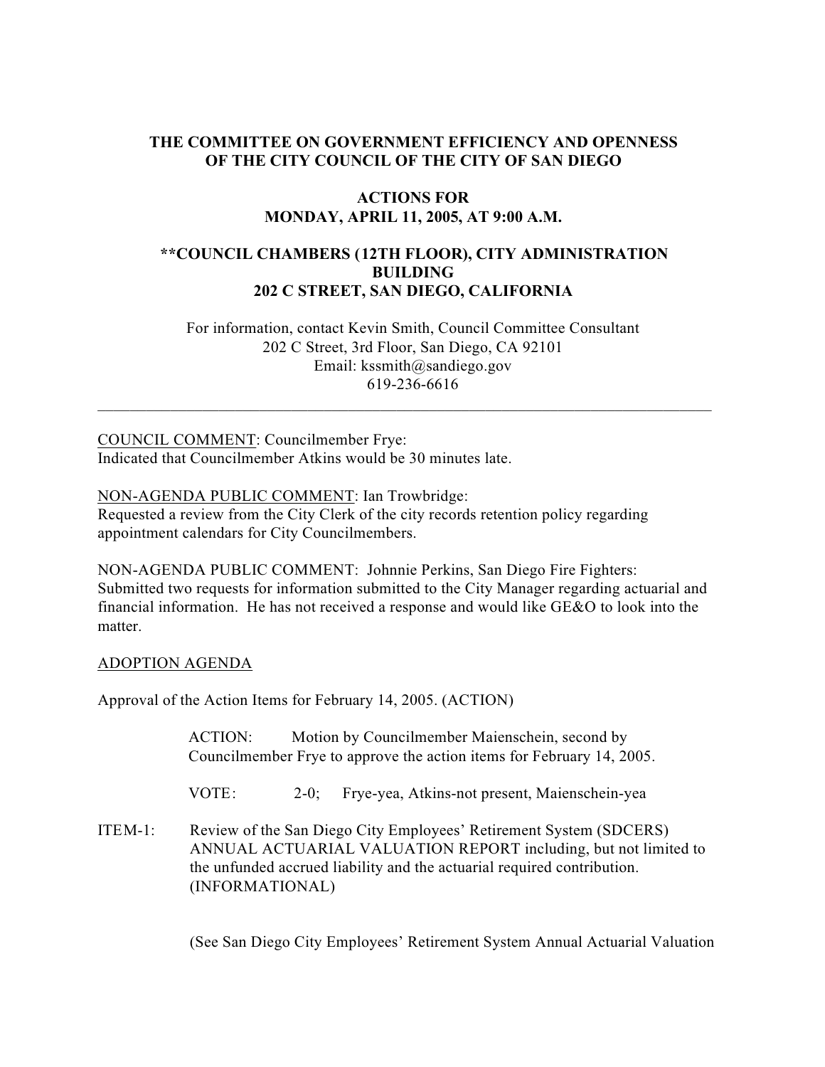**THE COMMITTEE ON GOVERNMENT EFFICIENCY AND OPENNESS OF THE CITY COUNCIL OF THE CITY OF SAN DIEGO**

**ACTIONS FOR MONDAY, APRIL 11, 2005, AT 9:00 A.M.**

****COUNCIL CHAMBERS (12TH FLOOR), CITY ADMINISTRATION BUILDING 202 C STREET, SAN DIEGO, CALIFORNIA**

For information, contact Kevin Smith, Council Committee Consultant
202 C Street, 3rd Floor, San Diego, CA 92101
Email: kssmith@sandiego.gov
619-236-6616

---

COUNCIL COMMENT: Councilmember Frye:
Indicated that Councilmember Atkins would be 30 minutes late.

NON-AGENDA PUBLIC COMMENT: Ian Trowbridge:
Requested a review from the City Clerk of the city records retention policy regarding appointment calendars for City Councilmembers.

NON-AGENDA PUBLIC COMMENT: Johnnie Perkins, San Diego Fire Fighters:
Submitted two requests for information submitted to the City Manager regarding actuarial and financial information. He has not received a response and would like GE&O to look into the matter.

ADOPTION AGENDA

Approval of the Action Items for February 14, 2005. (ACTION)

ACTION: Motion by Councilmember Maienschein, second by Councilmember Frye to approve the action items for February 14, 2005.

VOTE: 2-0; Frye-yea, Atkins-not present, Maienschein-yea

ITEM-1: Review of the San Diego City Employees' Retirement System (SDCERS) ANNUAL ACTUARIAL VALUATION REPORT including, but not limited to the unfunded accrued liability and the actuarial required contribution. (INFORMATIONAL)

(See San Diego City Employees' Retirement System Annual Actuarial Valuation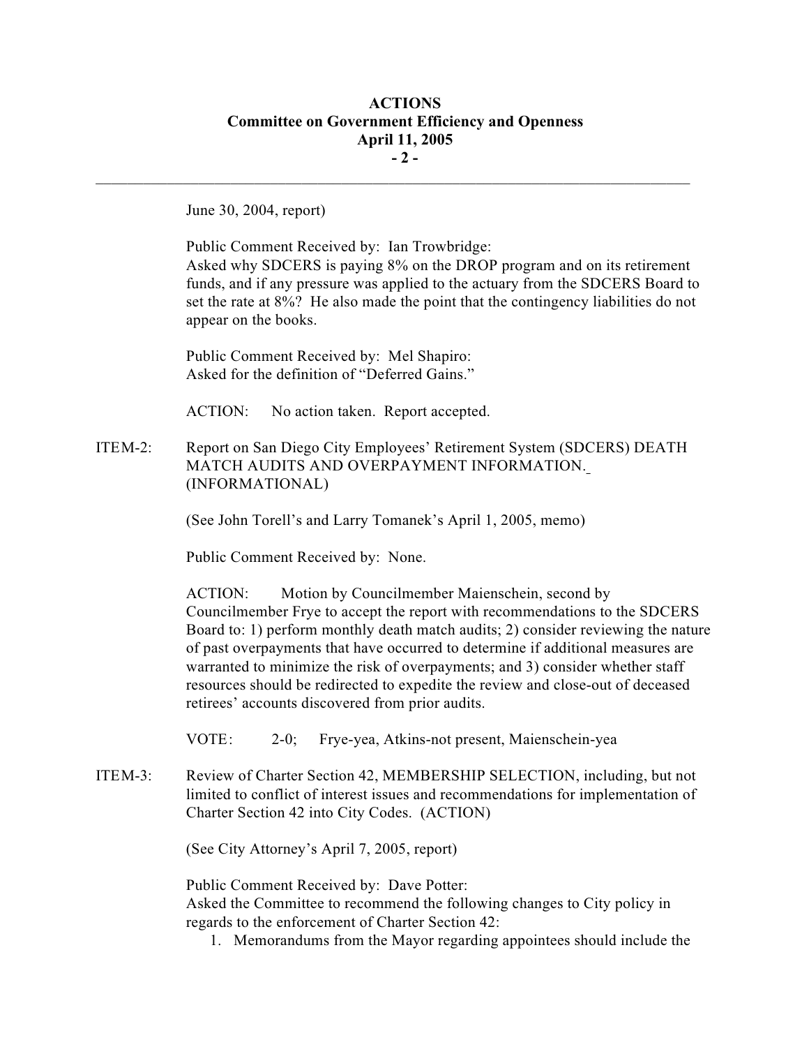June 30, 2004, report)

Public Comment Received by: Ian Trowbridge:
Asked why SDCERS is paying 8% on the DROP program and on its retirement funds, and if any pressure was applied to the actuary from the SDCERS Board to set the rate at 8%? He also made the point that the contingency liabilities do not appear on the books.

Public Comment Received by: Mel Shapiro:
Asked for the definition of "Deferred Gains."

ACTION: No action taken. Report accepted.

ITEM-2: Report on San Diego City Employees' Retirement System (SDCERS) DEATH MATCH AUDITS AND OVERPAYMENT INFORMATION. (INFORMATIONAL)

(See John Torell's and Larry Tomanek's April 1, 2005, memo)

Public Comment Received by: None.

ACTION: Motion by Councilmember Maienschein, second by Councilmember Frye to accept the report with recommendations to the SDCERS Board to: 1) perform monthly death match audits; 2) consider reviewing the nature of past overpayments that have occurred to determine if additional measures are warranted to minimize the risk of overpayments; and 3) consider whether staff resources should be redirected to expedite the review and close-out of deceased retirees' accounts discovered from prior audits.

VOTE: 2-0; Frye-yea, Atkins-not present, Maienschein-yea

ITEM-3: Review of Charter Section 42, MEMBERSHIP SELECTION, including, but not limited to conflict of interest issues and recommendations for implementation of Charter Section 42 into City Codes. (ACTION)

(See City Attorney's April 7, 2005, report)

Public Comment Received by: Dave Potter:
Asked the Committee to recommend the following changes to City policy in regards to the enforcement of Charter Section 42:

1. Memorandums from the Mayor regarding appointees should include the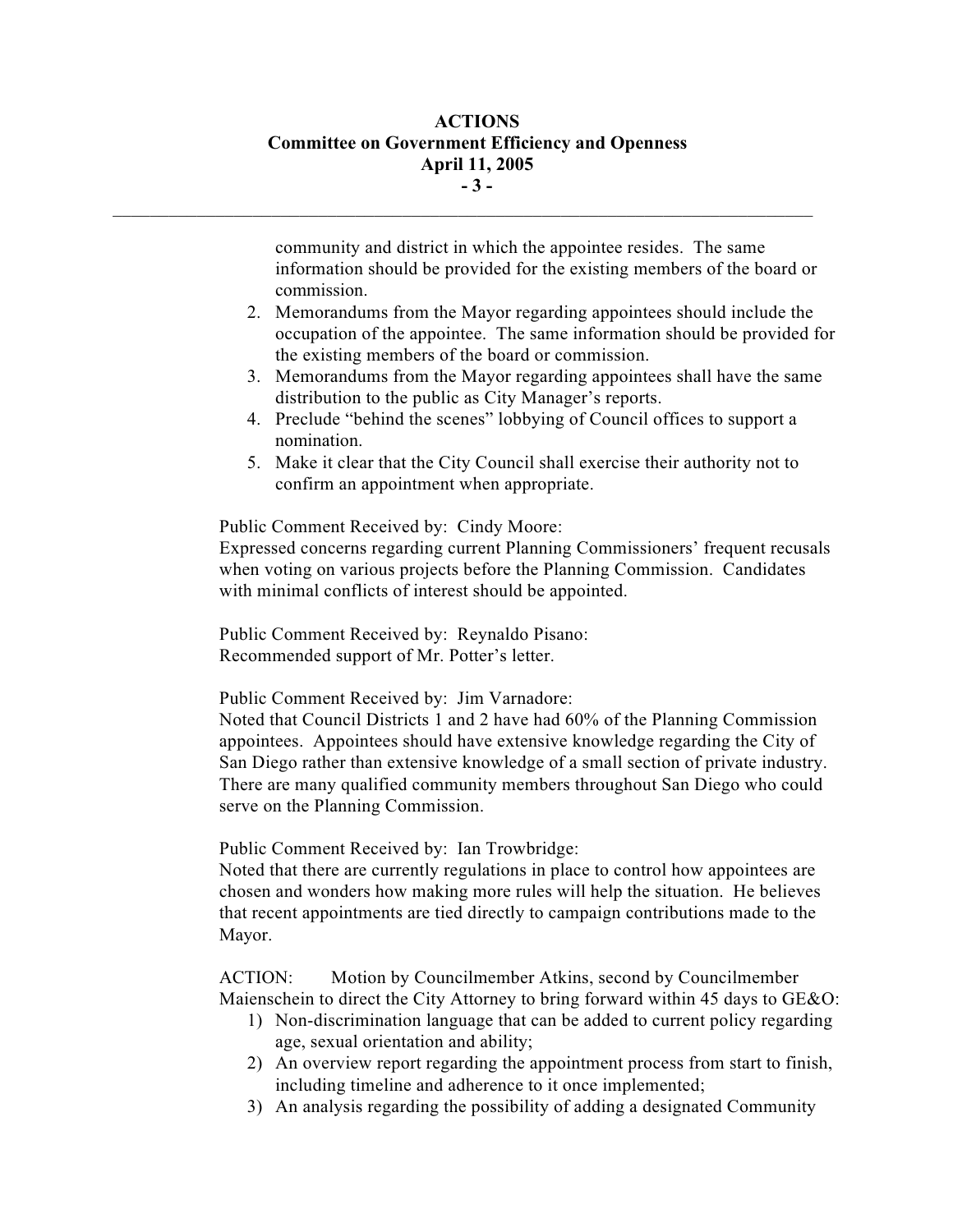community and district in which the appointee resides. The same information should be provided for the existing members of the board or commission.

2. Memorandums from the Mayor regarding appointees should include the occupation of the appointee. The same information should be provided for the existing members of the board or commission.
3. Memorandums from the Mayor regarding appointees shall have the same distribution to the public as City Manager's reports.
4. Preclude "behind the scenes" lobbying of Council offices to support a nomination.
5. Make it clear that the City Council shall exercise their authority not to confirm an appointment when appropriate.

Public Comment Received by: Cindy Moore:
Expressed concerns regarding current Planning Commissioners' frequent recusals when voting on various projects before the Planning Commission. Candidates with minimal conflicts of interest should be appointed.

Public Comment Received by: Reynaldo Pisano:
Recommended support of Mr. Potter's letter.

Public Comment Received by: Jim Varnadore:
Noted that Council Districts 1 and 2 have had 60% of the Planning Commission appointees. Appointees should have extensive knowledge regarding the City of San Diego rather than extensive knowledge of a small section of private industry. There are many qualified community members throughout San Diego who could serve on the Planning Commission.

Public Comment Received by: Ian Trowbridge:
Noted that there are currently regulations in place to control how appointees are chosen and wonders how making more rules will help the situation. He believes that recent appointments are tied directly to campaign contributions made to the Mayor.

ACTION: Motion by Councilmember Atkins, second by Councilmember Maienschein to direct the City Attorney to bring forward within 45 days to GE&O:

1) Non-discrimination language that can be added to current policy regarding age, sexual orientation and ability;
2) An overview report regarding the appointment process from start to finish, including timeline and adherence to it once implemented;
3) An analysis regarding the possibility of adding a designated Community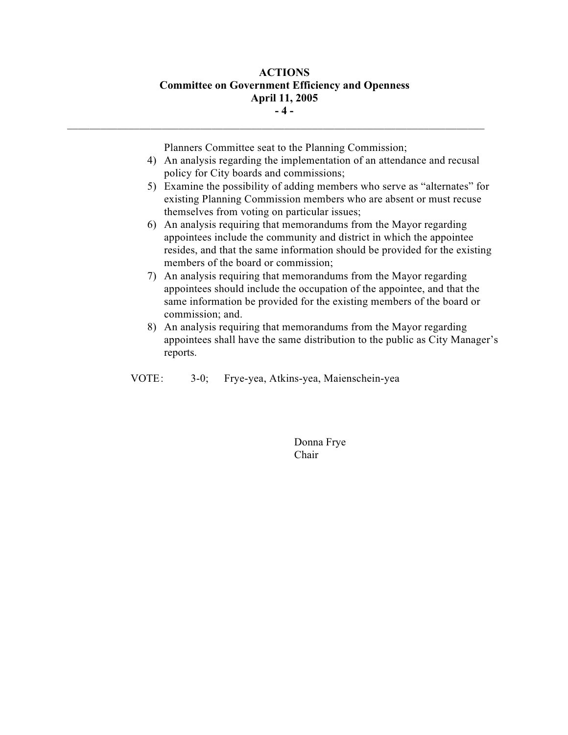Planners Committee seat to the Planning Commission;

4) An analysis regarding the implementation of an attendance and recusal policy for City boards and commissions;
5) Examine the possibility of adding members who serve as "alternates" for existing Planning Commission members who are absent or must recuse themselves from voting on particular issues;
6) An analysis requiring that memorandums from the Mayor regarding appointees include the community and district in which the appointee resides, and that the same information should be provided for the existing members of the board or commission;
7) An analysis requiring that memorandums from the Mayor regarding appointees should include the occupation of the appointee, and that the same information be provided for the existing members of the board or commission; and.
8) An analysis requiring that memorandums from the Mayor regarding appointees shall have the same distribution to the public as City Manager's reports.

VOTE: 3-0; Frye-yea, Atkins-yea, Maienschein-yea

Donna Frye
Chair